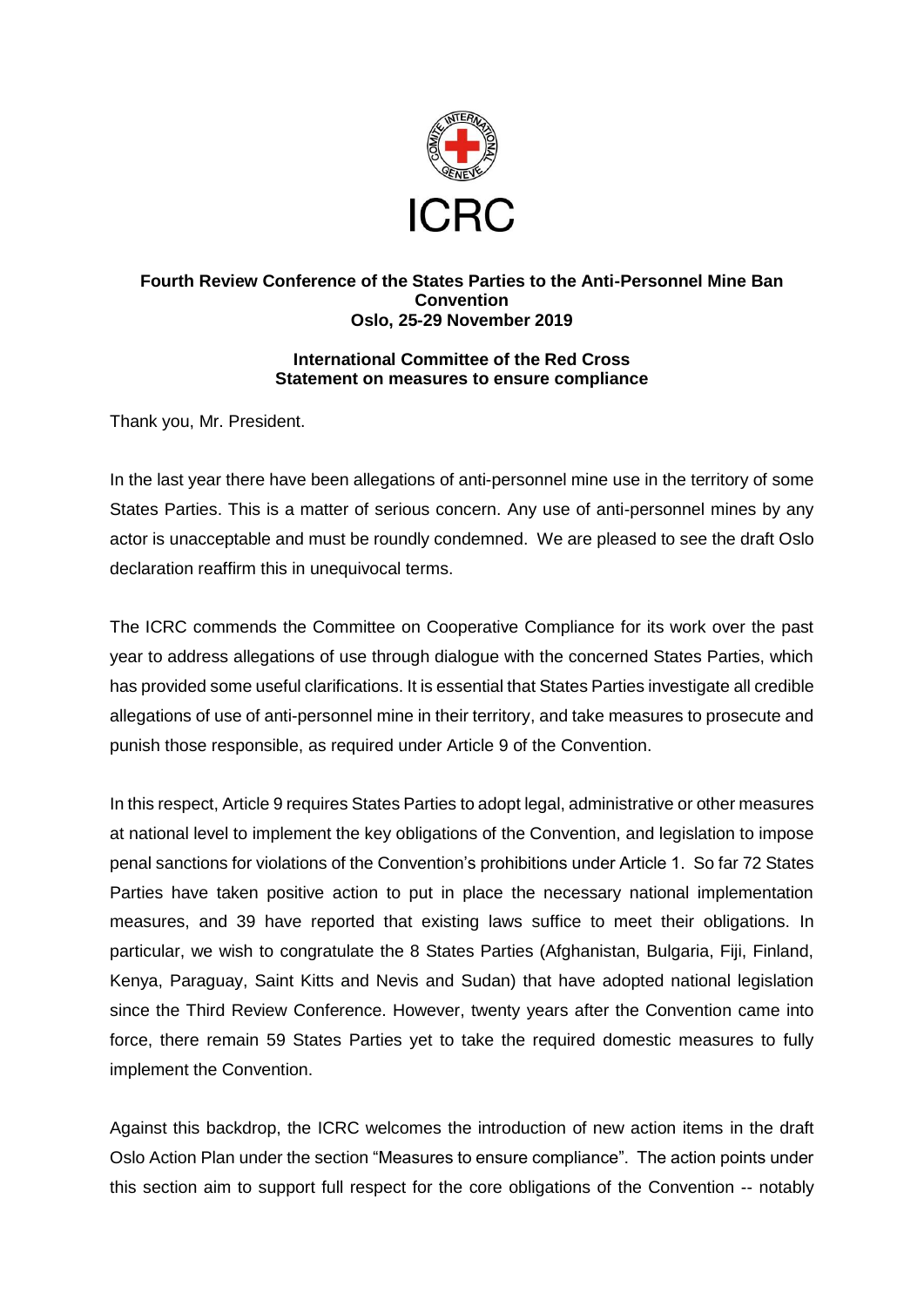ICRC

**Fourth Review Conference of the States Parties to the Anti-Personnel Mine Ban Convention**
**Oslo, 25-29 November 2019**

**International Committee of the Red Cross**
**Statement on measures to ensure compliance**

Thank you, Mr. President.

In the last year there have been allegations of anti-personnel mine use in the territory of some States Parties. This is a matter of serious concern. Any use of anti-personnel mines by any actor is unacceptable and must be roundly condemned. We are pleased to see the draft Oslo declaration reaffirm this in unequivocal terms.

The ICRC commends the Committee on Cooperative Compliance for its work over the past year to address allegations of use through dialogue with the concerned States Parties, which has provided some useful clarifications. It is essential that States Parties investigate all credible allegations of use of anti-personnel mine in their territory, and take measures to prosecute and punish those responsible, as required under Article 9 of the Convention.

In this respect, Article 9 requires States Parties to adopt legal, administrative or other measures at national level to implement the key obligations of the Convention, and legislation to impose penal sanctions for violations of the Convention's prohibitions under Article 1. So far 72 States Parties have taken positive action to put in place the necessary national implementation measures, and 39 have reported that existing laws suffice to meet their obligations. In particular, we wish to congratulate the 8 States Parties (Afghanistan, Bulgaria, Fiji, Finland, Kenya, Paraguay, Saint Kitts and Nevis and Sudan) that have adopted national legislation since the Third Review Conference. However, twenty years after the Convention came into force, there remain 59 States Parties yet to take the required domestic measures to fully implement the Convention.

Against this backdrop, the ICRC welcomes the introduction of new action items in the draft Oslo Action Plan under the section "Measures to ensure compliance". The action points under this section aim to support full respect for the core obligations of the Convention -- notably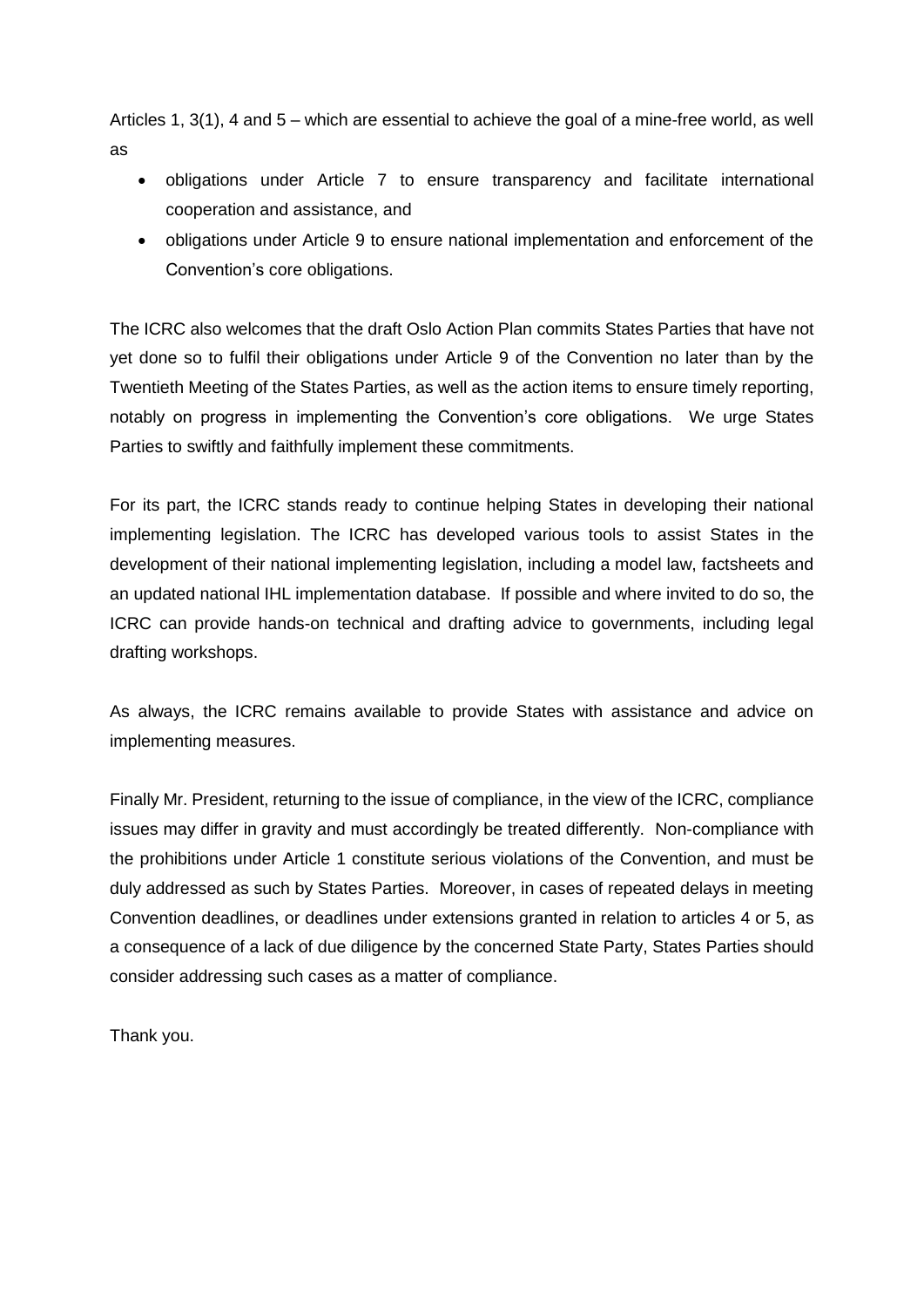Articles 1, 3(1), 4 and 5 – which are essential to achieve the goal of a mine-free world, as well as

- obligations under Article 7 to ensure transparency and facilitate international cooperation and assistance, and
- obligations under Article 9 to ensure national implementation and enforcement of the Convention's core obligations.

The ICRC also welcomes that the draft Oslo Action Plan commits States Parties that have not yet done so to fulfil their obligations under Article 9 of the Convention no later than by the Twentieth Meeting of the States Parties, as well as the action items to ensure timely reporting, notably on progress in implementing the Convention's core obligations. We urge States Parties to swiftly and faithfully implement these commitments.

For its part, the ICRC stands ready to continue helping States in developing their national implementing legislation. The ICRC has developed various tools to assist States in the development of their national implementing legislation, including a model law, factsheets and an updated national IHL implementation database. If possible and where invited to do so, the ICRC can provide hands-on technical and drafting advice to governments, including legal drafting workshops.

As always, the ICRC remains available to provide States with assistance and advice on implementing measures.

Finally Mr. President, returning to the issue of compliance, in the view of the ICRC, compliance issues may differ in gravity and must accordingly be treated differently. Non-compliance with the prohibitions under Article 1 constitute serious violations of the Convention, and must be duly addressed as such by States Parties. Moreover, in cases of repeated delays in meeting Convention deadlines, or deadlines under extensions granted in relation to articles 4 or 5, as a consequence of a lack of due diligence by the concerned State Party, States Parties should consider addressing such cases as a matter of compliance.

Thank you.